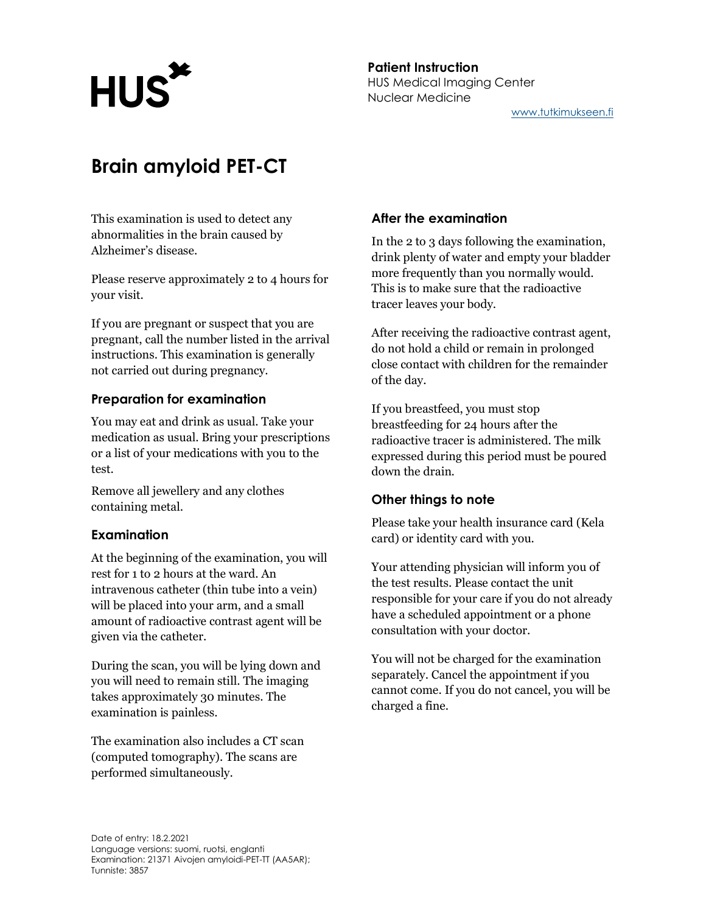**Patient Instruction**
HUS Medical Imaging Center
Nuclear Medicine

www.tutkimukseen.fi

# Brain amyloid PET-CT

This examination is used to detect any abnormalities in the brain caused by Alzheimer's disease.

Please reserve approximately 2 to 4 hours for your visit.

If you are pregnant or suspect that you are pregnant, call the number listed in the arrival instructions. This examination is generally not carried out during pregnancy.

## Preparation for examination

You may eat and drink as usual. Take your medication as usual. Bring your prescriptions or a list of your medications with you to the test.

Remove all jewellery and any clothes containing metal.

## Examination

At the beginning of the examination, you will rest for 1 to 2 hours at the ward. An intravenous catheter (thin tube into a vein) will be placed into your arm, and a small amount of radioactive contrast agent will be given via the catheter.

During the scan, you will be lying down and you will need to remain still. The imaging takes approximately 30 minutes. The examination is painless.

The examination also includes a CT scan (computed tomography). The scans are performed simultaneously.

## After the examination

In the 2 to 3 days following the examination, drink plenty of water and empty your bladder more frequently than you normally would. This is to make sure that the radioactive tracer leaves your body.

After receiving the radioactive contrast agent, do not hold a child or remain in prolonged close contact with children for the remainder of the day.

If you breastfeed, you must stop breastfeeding for 24 hours after the radioactive tracer is administered. The milk expressed during this period must be poured down the drain.

## Other things to note

Please take your health insurance card (Kela card) or identity card with you.

Your attending physician will inform you of the test results. Please contact the unit responsible for your care if you do not already have a scheduled appointment or a phone consultation with your doctor.

You will not be charged for the examination separately. Cancel the appointment if you cannot come. If you do not cancel, you will be charged a fine.

Date of entry: 18.2.2021
Language versions: suomi, ruotsi, englanti
Examination: 21371 Aivojen amyloidi-PET-TT (AA5AR);
Tunniste: 3857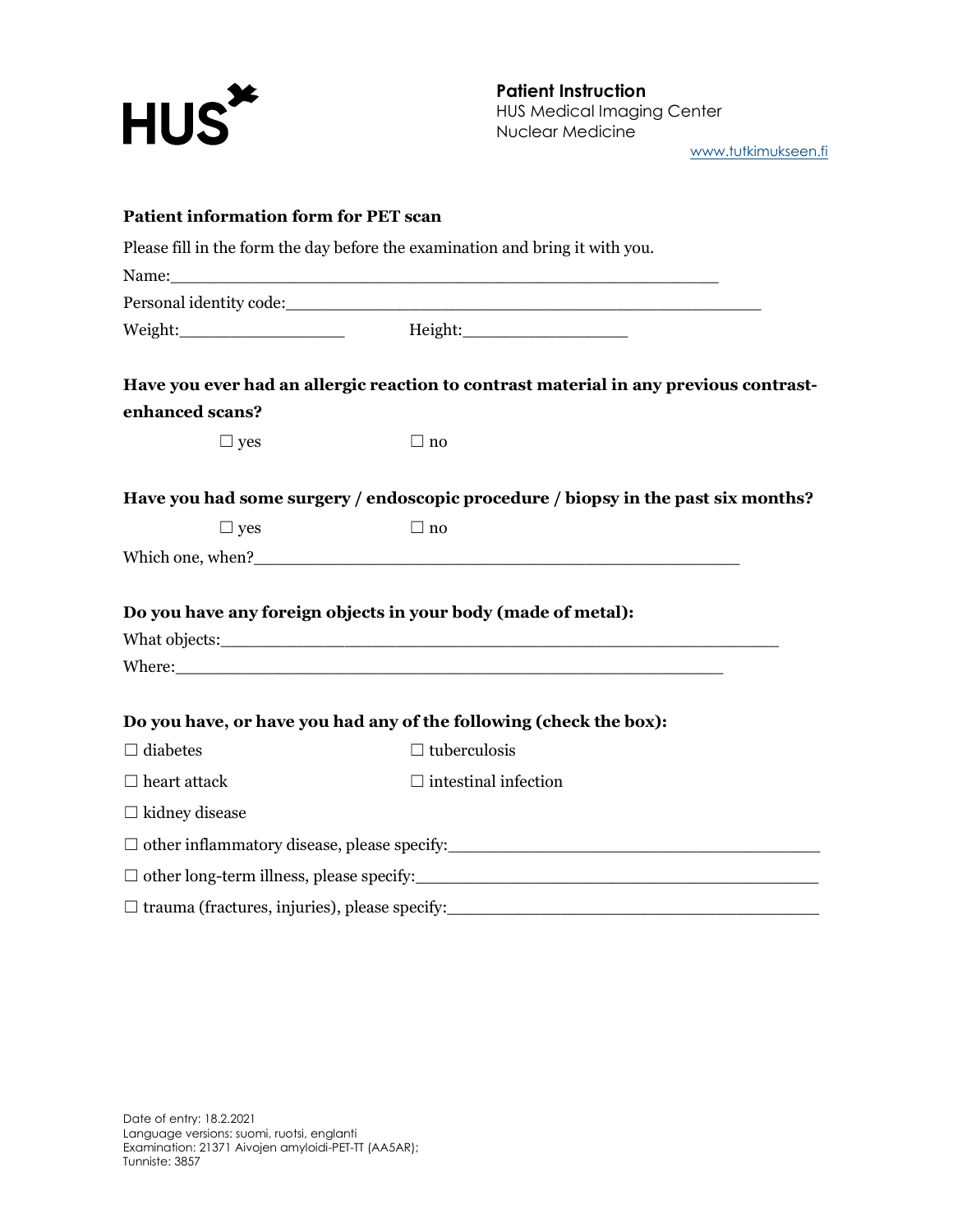**Patient Instruction**
HUS Medical Imaging Center
Nuclear Medicine
www.tutkimukseen.fi

## Patient information form for PET scan

Please fill in the form the day before the examination and bring it with you.

Name:_______________________________________________________

Personal identity code:_______________________________________________

Weight:_________________ Height:_________________

**Have you ever had an allergic reaction to contrast material in any previous contrast-enhanced scans?**

☐ yes ☐ no

**Have you had some surgery / endoscopic procedure / biopsy in the past six months?**

☐ yes ☐ no

Which one, when?_______________________________________________

**Do you have any foreign objects in your body (made of metal):**

What objects:_______________________________________________________

Where:_______________________________________________________

**Do you have, or have you had any of the following (check the box):**

☐ diabetes ☐ tuberculosis

☐ heart attack ☐ intestinal infection

☐ kidney disease

☐ other inflammatory disease, please specify:_______________________________________

☐ other long-term illness, please specify:_________________________________________

☐ trauma (fractures, injuries), please specify:______________________________________

Date of entry: 18.2.2021
Language versions: suomi, ruotsi, englanti
Examination: 21371 Aivojen amyloidi-PET-TT (AA5AR);
Tunniste: 3857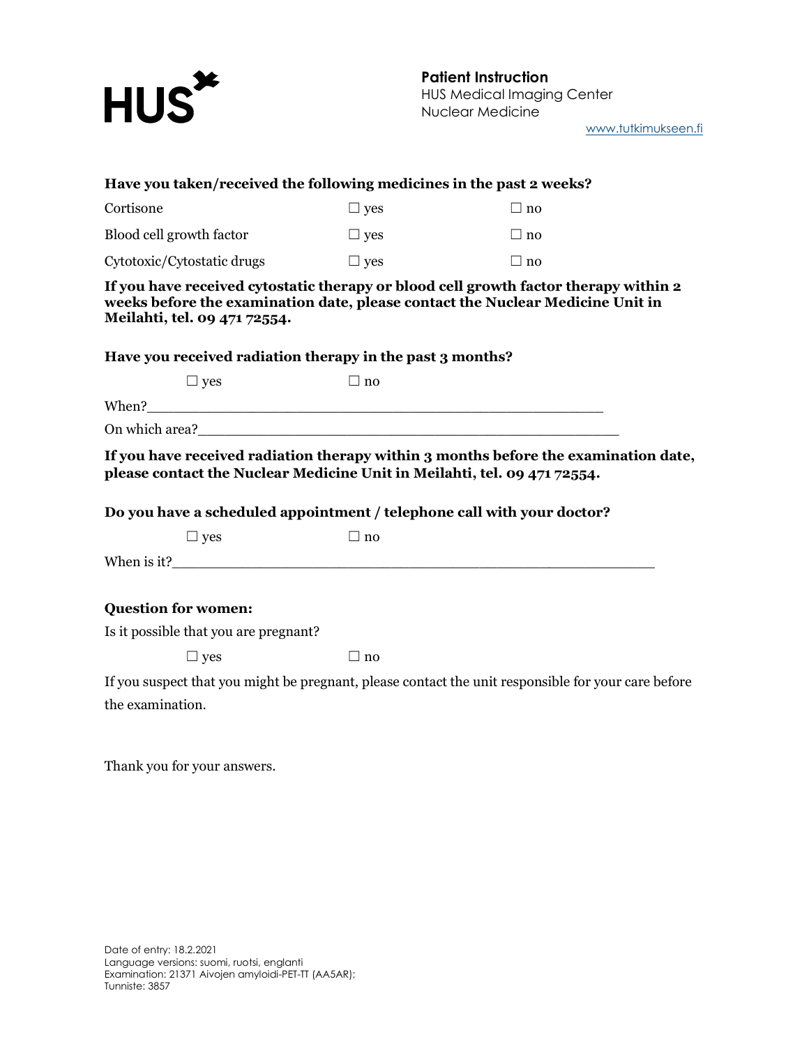**Have you taken/received the following medicines in the past 2 weeks?**

| | | |
|---|---|---|
| Cortisone | ☐ yes | ☐ no |
| Blood cell growth factor | ☐ yes | ☐ no |
| Cytotoxic/Cytostatic drugs | ☐ yes | ☐ no |

**If you have received cytostatic therapy or blood cell growth factor therapy within 2 weeks before the examination date, please contact the Nuclear Medicine Unit in Meilahti, tel. 09 471 72554.**

**Have you received radiation therapy in the past 3 months?**

☐ yes ☐ no

When?\_\_\_\_\_\_\_\_\_\_\_\_\_\_\_\_\_\_\_\_\_\_\_\_\_\_\_\_\_\_\_\_\_\_\_\_\_\_\_\_\_\_\_\_\_\_\_\_

On which area?\_\_\_\_\_\_\_\_\_\_\_\_\_\_\_\_\_\_\_\_\_\_\_\_\_\_\_\_\_\_\_\_\_\_\_\_\_\_\_\_\_\_\_\_

**If you have received radiation therapy within 3 months before the examination date, please contact the Nuclear Medicine Unit in Meilahti, tel. 09 471 72554.**

**Do you have a scheduled appointment / telephone call with your doctor?**

☐ yes ☐ no

When is it?\_\_\_\_\_\_\_\_\_\_\_\_\_\_\_\_\_\_\_\_\_\_\_\_\_\_\_\_\_\_\_\_\_\_\_\_\_\_\_\_\_\_\_\_\_\_\_\_\_\_

**Question for women:**

Is it possible that you are pregnant?

☐ yes ☐ no

If you suspect that you might be pregnant, please contact the unit responsible for your care before the examination.

Thank you for your answers.

Date of entry: 18.2.2021
Language versions: suomi, ruotsi, englanti
Examination: 21371 Aivojen amyloidi-PET-TT (AA5AR);
Tunniste: 3857